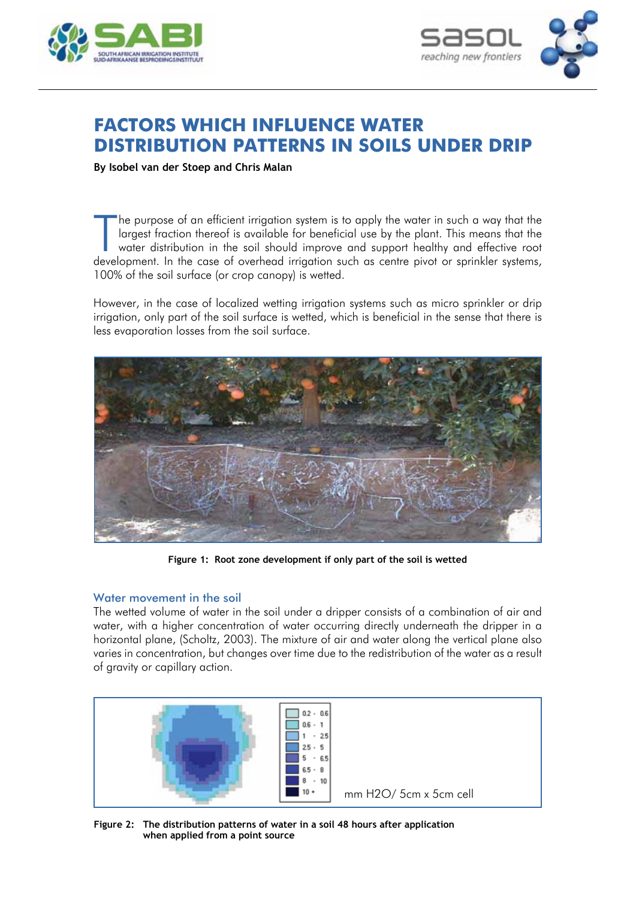# FACTORS WHICH INFLUENCE WATER DISTRIBUTION PATTERNS IN SOILS UNDER DRIP

**By Isobel van der Stoep and Chris Malan**

The purpose of an efficient irrigation system is to apply the water in such a way that the largest fraction thereof is available for beneficial use by the plant. This means that the water distribution in the soil should improve and support healthy and effective root development. In the case of overhead irrigation such as centre pivot or sprinkler systems, 100% of the soil surface (or crop canopy) is wetted.

However, in the case of localized wetting irrigation systems such as micro sprinkler or drip irrigation, only part of the soil surface is wetted, which is beneficial in the sense that there is less evaporation losses from the soil surface.

**Figure 1: Root zone development if only part of the soil is wetted**

## Water movement in the soil

The wetted volume of water in the soil under a dripper consists of a combination of air and water, with a higher concentration of water occurring directly underneath the dripper in a horizontal plane, (Scholtz, 2003). The mixture of air and water along the vertical plane also varies in concentration, but changes over time due to the redistribution of the water as a result of gravity or capillary action.

| Legend |
|---|
| 0.2 - 0.6 |
| 0.6 - 1 |
| 1 - 2.5 |
| 2.5 - 5 |
| 5 - 6.5 |
| 6.5 - 8 |
| 8 - 10 |
| 10 + |

mm $H_2O$/ 5cm x 5cm cell

**Figure 2: The distribution patterns of water in a soil 48 hours after application when applied from a point source**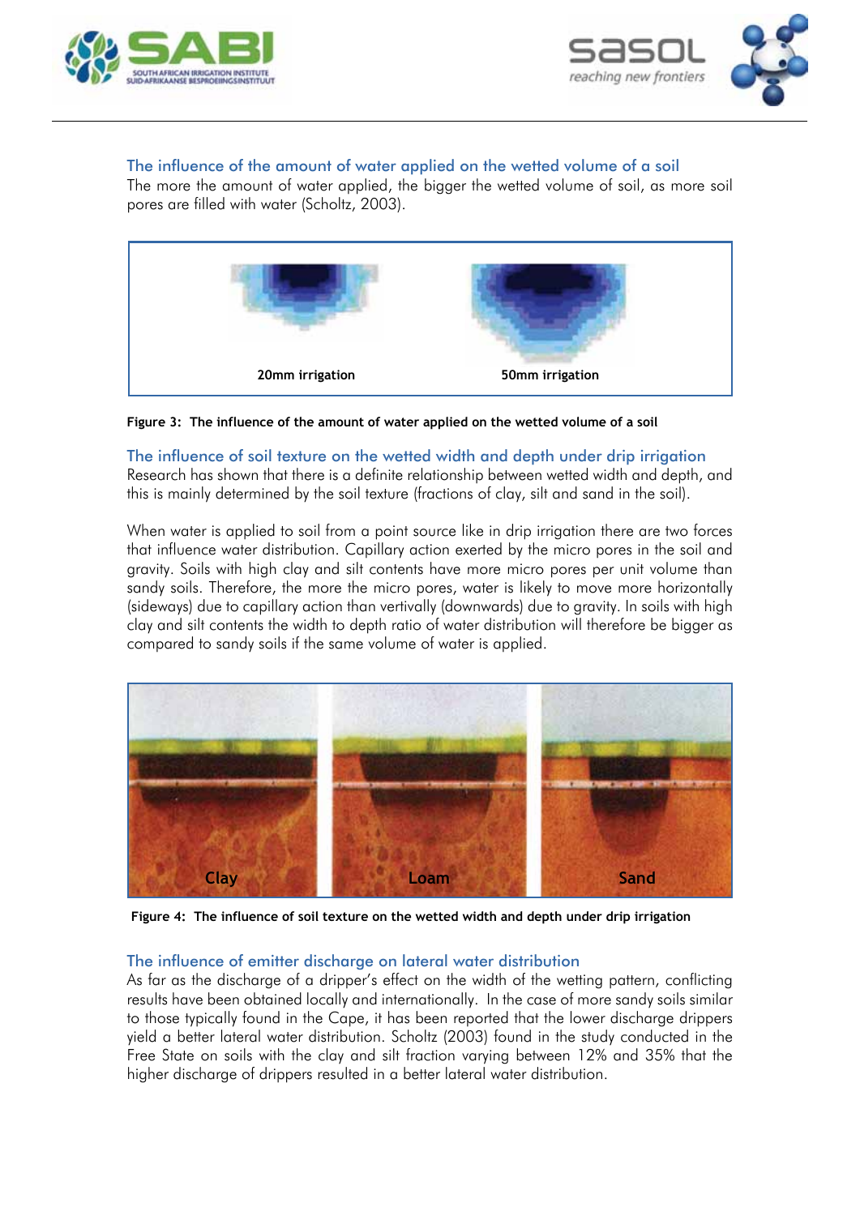## The influence of the amount of water applied on the wetted volume of a soil

The more the amount of water applied, the bigger the wetted volume of soil, as more soil pores are filled with water (Scholtz, 2003).

20mm irrigation

50mm irrigation

**Figure 3: The influence of the amount of water applied on the wetted volume of a soil**

## The influence of soil texture on the wetted width and depth under drip irrigation

Research has shown that there is a definite relationship between wetted width and depth, and this is mainly determined by the soil texture (fractions of clay, silt and sand in the soil).

When water is applied to soil from a point source like in drip irrigation there are two forces that influence water distribution. Capillary action exerted by the micro pores in the soil and gravity. Soils with high clay and silt contents have more micro pores per unit volume than sandy soils. Therefore, the more the micro pores, water is likely to move more horizontally (sideways) due to capillary action than vertivally (downwards) due to gravity. In soils with high clay and silt contents the width to depth ratio of water distribution will therefore be bigger as compared to sandy soils if the same volume of water is applied.

Clay

Loam

Sand

**Figure 4: The influence of soil texture on the wetted width and depth under drip irrigation**

## The influence of emitter discharge on lateral water distribution

As far as the discharge of a dripper's effect on the width of the wetting pattern, conflicting results have been obtained locally and internationally. In the case of more sandy soils similar to those typically found in the Cape, it has been reported that the lower discharge drippers yield a better lateral water distribution. Scholtz (2003) found in the study conducted in the Free State on soils with the clay and silt fraction varying between 12% and 35% that the higher discharge of drippers resulted in a better lateral water distribution.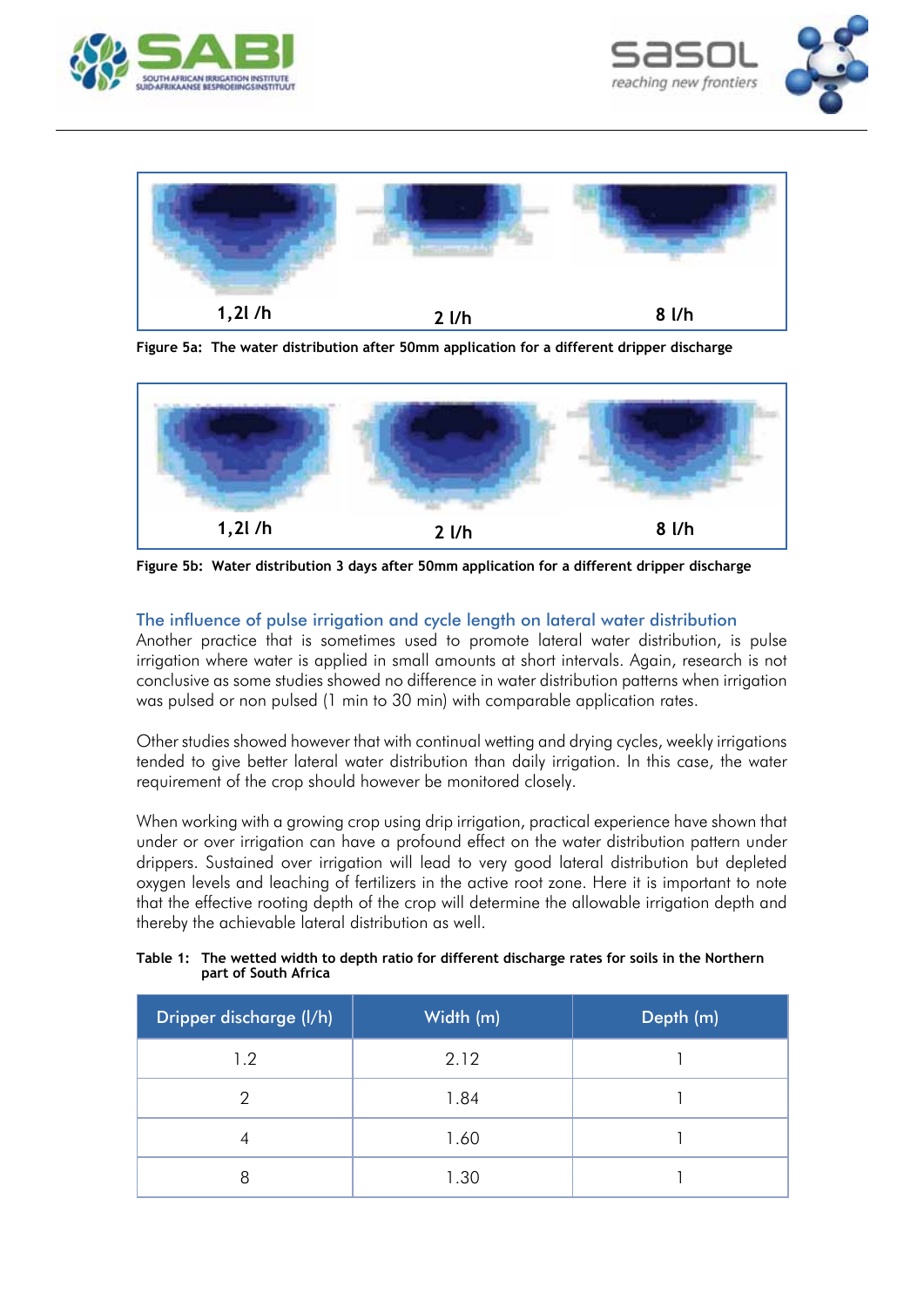1,2l /h 2 l/h 8 l/h

Figure 5a: The water distribution after 50mm application for a different dripper discharge

1,2l /h 2 l/h 8 l/h

Figure 5b: Water distribution 3 days after 50mm application for a different dripper discharge

## The influence of pulse irrigation and cycle length on lateral water distribution

Another practice that is sometimes used to promote lateral water distribution, is pulse irrigation where water is applied in small amounts at short intervals. Again, research is not conclusive as some studies showed no difference in water distribution patterns when irrigation was pulsed or non pulsed (1 min to 30 min) with comparable application rates.

Other studies showed however that with continual wetting and drying cycles, weekly irrigations tended to give better lateral water distribution than daily irrigation. In this case, the water requirement of the crop should however be monitored closely.

When working with a growing crop using drip irrigation, practical experience have shown that under or over irrigation can have a profound effect on the water distribution pattern under drippers. Sustained over irrigation will lead to very good lateral distribution but depleted oxygen levels and leaching of fertilizers in the active root zone. Here it is important to note that the effective rooting depth of the crop will determine the allowable irrigation depth and thereby the achievable lateral distribution as well.

**Table 1: The wetted width to depth ratio for different discharge rates for soils in the Northern part of South Africa**

| Dripper discharge (l/h) | Width (m) | Depth (m) |
|---|---|---|
| 1.2 | 2.12 | 1 |
| 2 | 1.84 | 1 |
| 4 | 1.60 | 1 |
| 8 | 1.30 | 1 |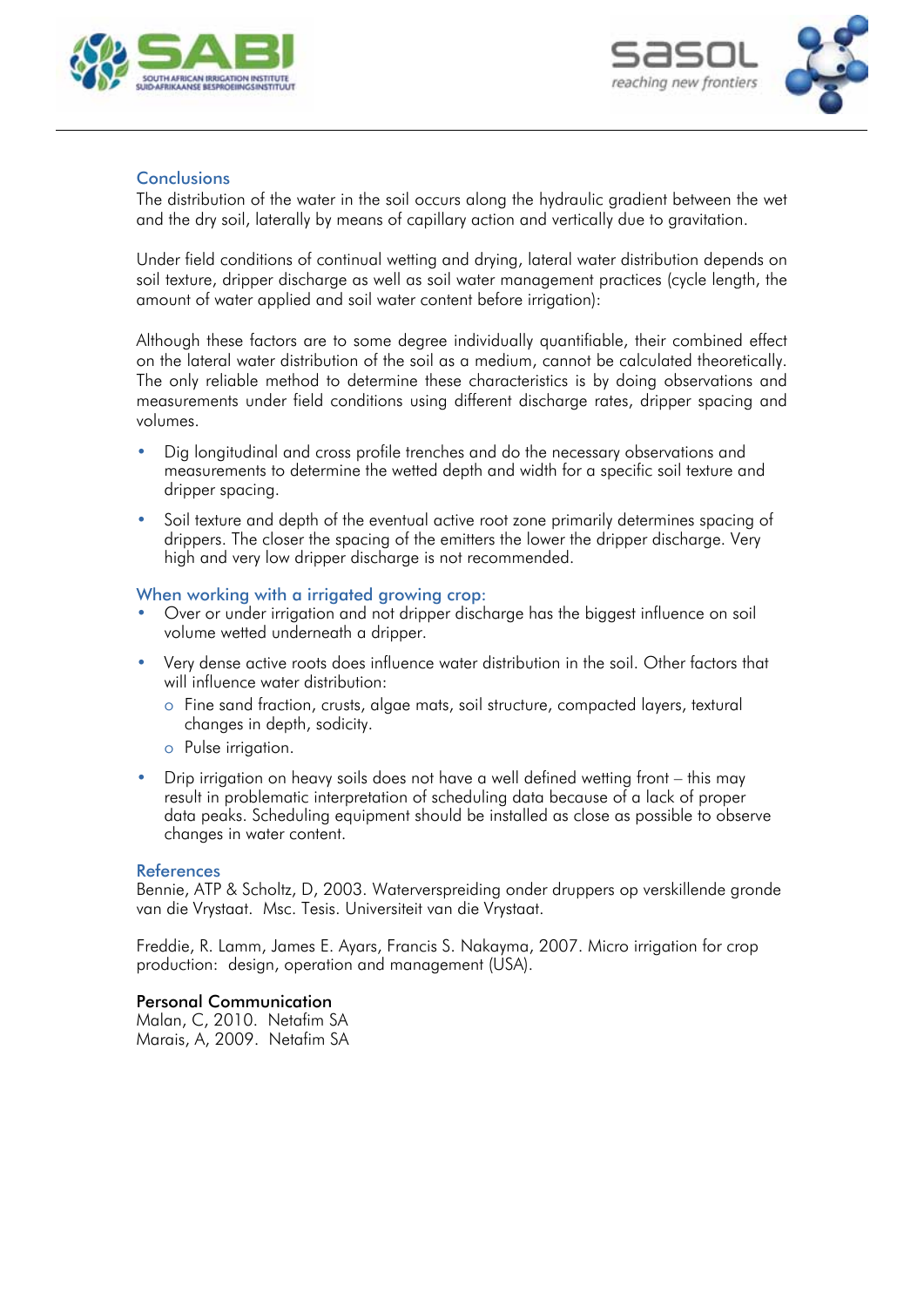## Conclusions

The distribution of the water in the soil occurs along the hydraulic gradient between the wet and the dry soil, laterally by means of capillary action and vertically due to gravitation.

Under field conditions of continual wetting and drying, lateral water distribution depends on soil texture, dripper discharge as well as soil water management practices (cycle length, the amount of water applied and soil water content before irrigation):

Although these factors are to some degree individually quantifiable, their combined effect on the lateral water distribution of the soil as a medium, cannot be calculated theoretically. The only reliable method to determine these characteristics is by doing observations and measurements under field conditions using different discharge rates, dripper spacing and volumes.

- Dig longitudinal and cross profile trenches and do the necessary observations and measurements to determine the wetted depth and width for a specific soil texture and dripper spacing.
- Soil texture and depth of the eventual active root zone primarily determines spacing of drippers. The closer the spacing of the emitters the lower the dripper discharge. Very high and very low dripper discharge is not recommended.

## When working with a irrigated growing crop:

- Over or under irrigation and not dripper discharge has the biggest influence on soil volume wetted underneath a dripper.
- Very dense active roots does influence water distribution in the soil. Other factors that will influence water distribution:
  - Fine sand fraction, crusts, algae mats, soil structure, compacted layers, textural changes in depth, sodicity.
  - Pulse irrigation.
- Drip irrigation on heavy soils does not have a well defined wetting front – this may result in problematic interpretation of scheduling data because of a lack of proper data peaks. Scheduling equipment should be installed as close as possible to observe changes in water content.

## References

Bennie, ATP & Scholtz, D, 2003. Waterverspreiding onder druppers op verskillende gronde van die Vrystaat. Msc. Tesis. Universiteit van die Vrystaat.

Freddie, R. Lamm, James E. Ayars, Francis S. Nakayma, 2007. Micro irrigation for crop production: design, operation and management (USA).

### Personal Communication

Malan, C, 2010. Netafim SA
Marais, A, 2009. Netafim SA